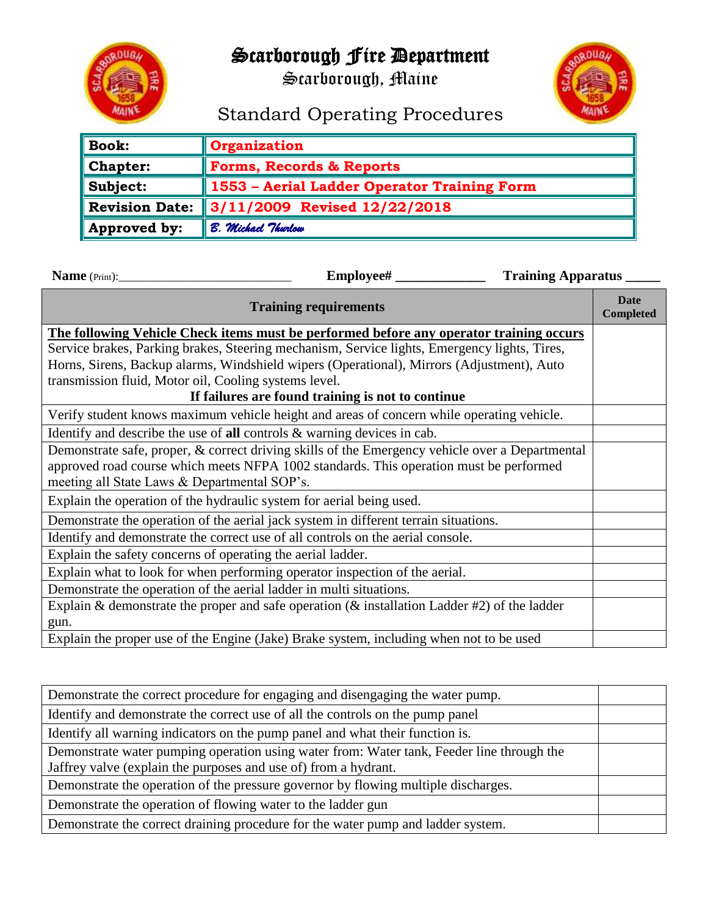# Scarborough Fire Department

## Scarborough, Maine

## Standard Operating Procedures

| | |
|---|---|
| **Book:** | **Organization** |
| **Chapter:** | **Forms, Records & Reports** |
| **Subject:** | **1553 – Aerial Ladder Operator Training Form** |
| **Revision Date:** | **3/11/2009 Revised 12/22/2018** |
| **Approved by:** | *B. Michael Thurlow* |

**Name** (Print):_____________________________ **Employee#** _____________ **Training Apparatus** _____

| Training requirements | Date Completed |
|---|---|
| **The following Vehicle Check items must be performed before any operator training occurs** Service brakes, Parking brakes, Steering mechanism, Service lights, Emergency lights, Tires, Horns, Sirens, Backup alarms, Windshield wipers (Operational), Mirrors (Adjustment), Auto transmission fluid, Motor oil, Cooling systems level. **If failures are found training is not to continue** | |
| Verify student knows maximum vehicle height and areas of concern while operating vehicle. | |
| Identify and describe the use of **all** controls & warning devices in cab. | |
| Demonstrate safe, proper, & correct driving skills of the Emergency vehicle over a Departmental approved road course which meets NFPA 1002 standards. This operation must be performed meeting all State Laws & Departmental SOP's. | |
| Explain the operation of the hydraulic system for aerial being used. | |
| Demonstrate the operation of the aerial jack system in different terrain situations. | |
| Identify and demonstrate the correct use of all controls on the aerial console. | |
| Explain the safety concerns of operating the aerial ladder. | |
| Explain what to look for when performing operator inspection of the aerial. | |
| Demonstrate the operation of the aerial ladder in multi situations. | |
| Explain & demonstrate the proper and safe operation (& installation Ladder #2) of the ladder gun. | |
| Explain the proper use of the Engine (Jake) Brake system, including when not to be used | |

| | |
|---|---|
| Demonstrate the correct procedure for engaging and disengaging the water pump. | |
| Identify and demonstrate the correct use of all the controls on the pump panel | |
| Identify all warning indicators on the pump panel and what their function is. | |
| Demonstrate water pumping operation using water from: Water tank, Feeder line through the Jaffrey valve (explain the purposes and use of) from a hydrant. | |
| Demonstrate the operation of the pressure governor by flowing multiple discharges. | |
| Demonstrate the operation of flowing water to the ladder gun | |
| Demonstrate the correct draining procedure for the water pump and ladder system. | |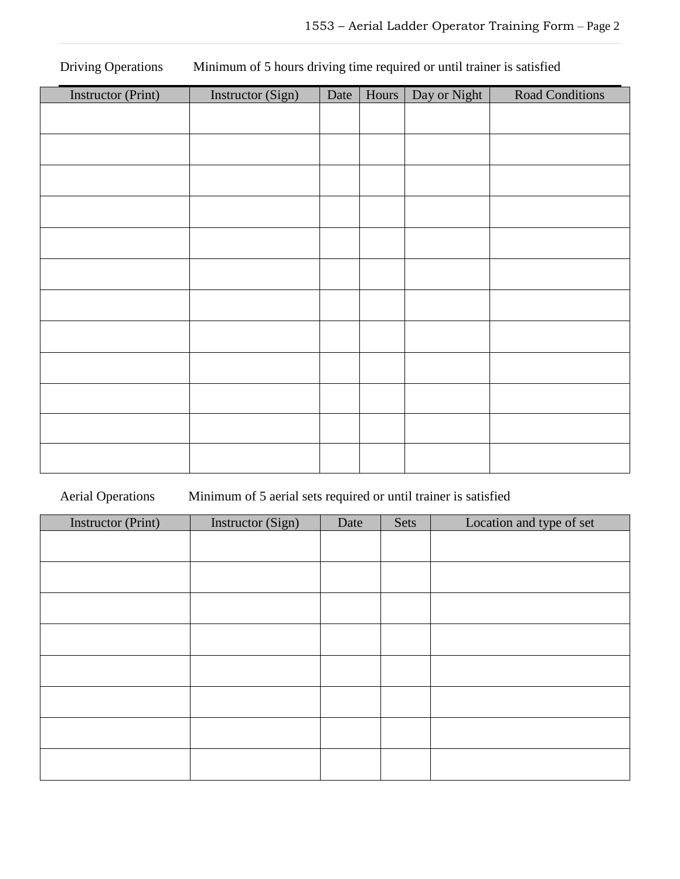Driving Operations Minimum of 5 hours driving time required or until trainer is satisfied

| Instructor (Print) | Instructor (Sign) | Date | Hours | Day or Night | Road Conditions |
|---|---|---|---|---|---|
| | | | | | |
| | | | | | |
| | | | | | |
| | | | | | |
| | | | | | |
| | | | | | |
| | | | | | |
| | | | | | |
| | | | | | |
| | | | | | |
| | | | | | |
| | | | | | |

Aerial Operations Minimum of 5 aerial sets required or until trainer is satisfied

| Instructor (Print) | Instructor (Sign) | Date | Sets | Location and type of set |
|---|---|---|---|---|
| | | | | |
| | | | | |
| | | | | |
| | | | | |
| | | | | |
| | | | | |
| | | | | |
| | | | | |